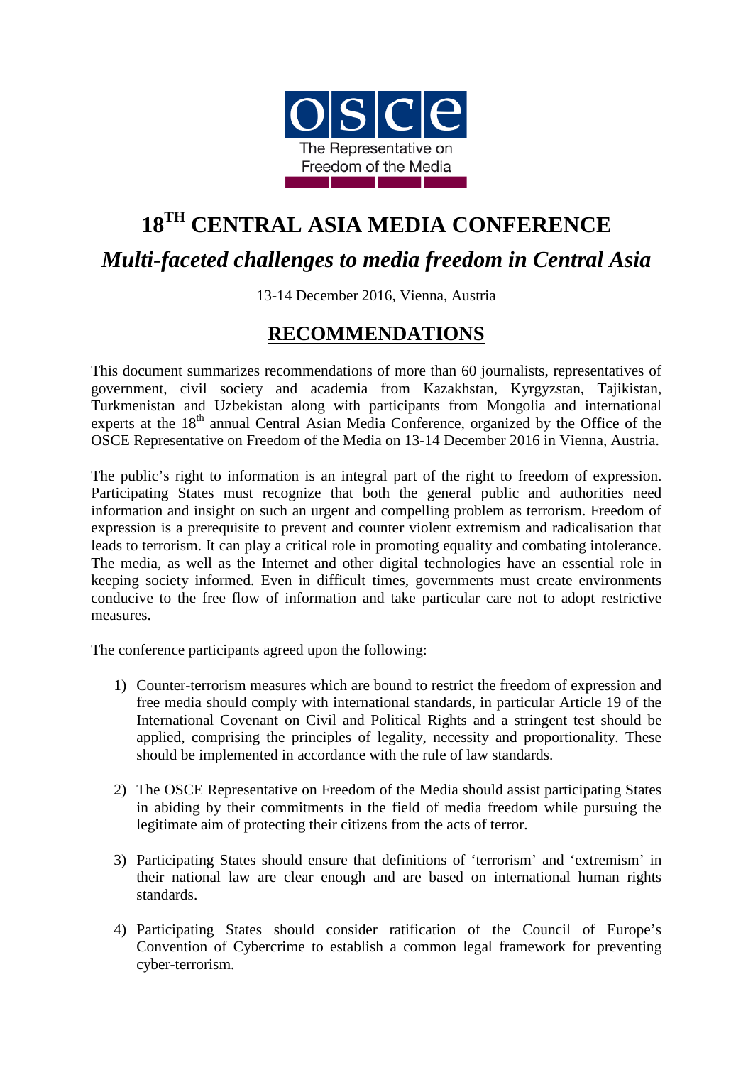OSCE

The Representative on Freedom of the Media

# 18TH CENTRAL ASIA MEDIA CONFERENCE

## *Multi-faceted challenges to media freedom in Central Asia*

13-14 December 2016, Vienna, Austria

## RECOMMENDATIONS

This document summarizes recommendations of more than 60 journalists, representatives of government, civil society and academia from Kazakhstan, Kyrgyzstan, Tajikistan, Turkmenistan and Uzbekistan along with participants from Mongolia and international experts at the 18th annual Central Asian Media Conference, organized by the Office of the OSCE Representative on Freedom of the Media on 13-14 December 2016 in Vienna, Austria.

The public's right to information is an integral part of the right to freedom of expression. Participating States must recognize that both the general public and authorities need information and insight on such an urgent and compelling problem as terrorism. Freedom of expression is a prerequisite to prevent and counter violent extremism and radicalisation that leads to terrorism. It can play a critical role in promoting equality and combating intolerance. The media, as well as the Internet and other digital technologies have an essential role in keeping society informed. Even in difficult times, governments must create environments conducive to the free flow of information and take particular care not to adopt restrictive measures.

The conference participants agreed upon the following:

1) Counter-terrorism measures which are bound to restrict the freedom of expression and free media should comply with international standards, in particular Article 19 of the International Covenant on Civil and Political Rights and a stringent test should be applied, comprising the principles of legality, necessity and proportionality. These should be implemented in accordance with the rule of law standards.

2) The OSCE Representative on Freedom of the Media should assist participating States in abiding by their commitments in the field of media freedom while pursuing the legitimate aim of protecting their citizens from the acts of terror.

3) Participating States should ensure that definitions of 'terrorism' and 'extremism' in their national law are clear enough and are based on international human rights standards.

4) Participating States should consider ratification of the Council of Europe's Convention of Cybercrime to establish a common legal framework for preventing cyber-terrorism.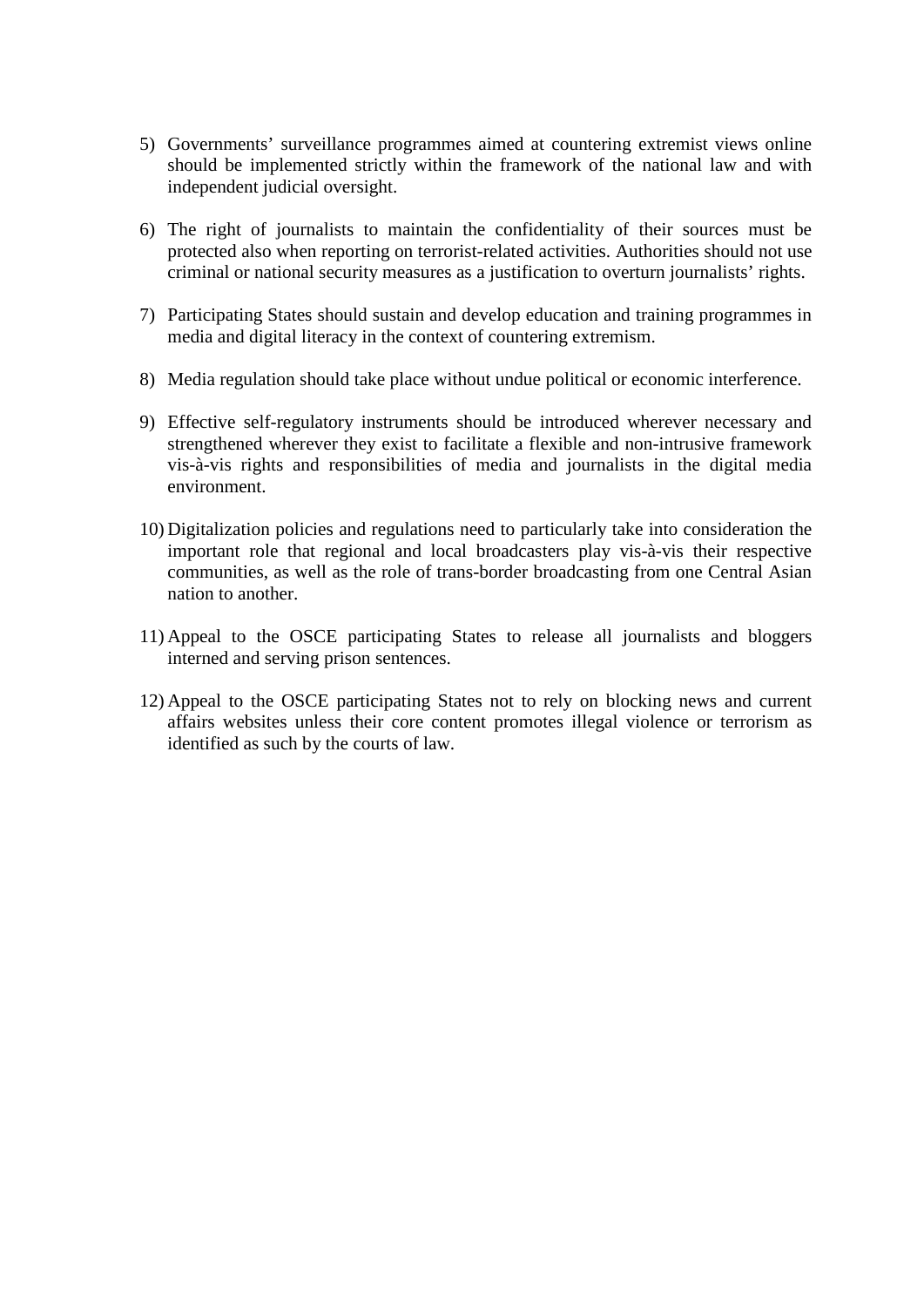5) Governments' surveillance programmes aimed at countering extremist views online should be implemented strictly within the framework of the national law and with independent judicial oversight.

6) The right of journalists to maintain the confidentiality of their sources must be protected also when reporting on terrorist-related activities. Authorities should not use criminal or national security measures as a justification to overturn journalists' rights.

7) Participating States should sustain and develop education and training programmes in media and digital literacy in the context of countering extremism.

8) Media regulation should take place without undue political or economic interference.

9) Effective self-regulatory instruments should be introduced wherever necessary and strengthened wherever they exist to facilitate a flexible and non-intrusive framework vis-à-vis rights and responsibilities of media and journalists in the digital media environment.

10) Digitalization policies and regulations need to particularly take into consideration the important role that regional and local broadcasters play vis-à-vis their respective communities, as well as the role of trans-border broadcasting from one Central Asian nation to another.

11) Appeal to the OSCE participating States to release all journalists and bloggers interned and serving prison sentences.

12) Appeal to the OSCE participating States not to rely on blocking news and current affairs websites unless their core content promotes illegal violence or terrorism as identified as such by the courts of law.